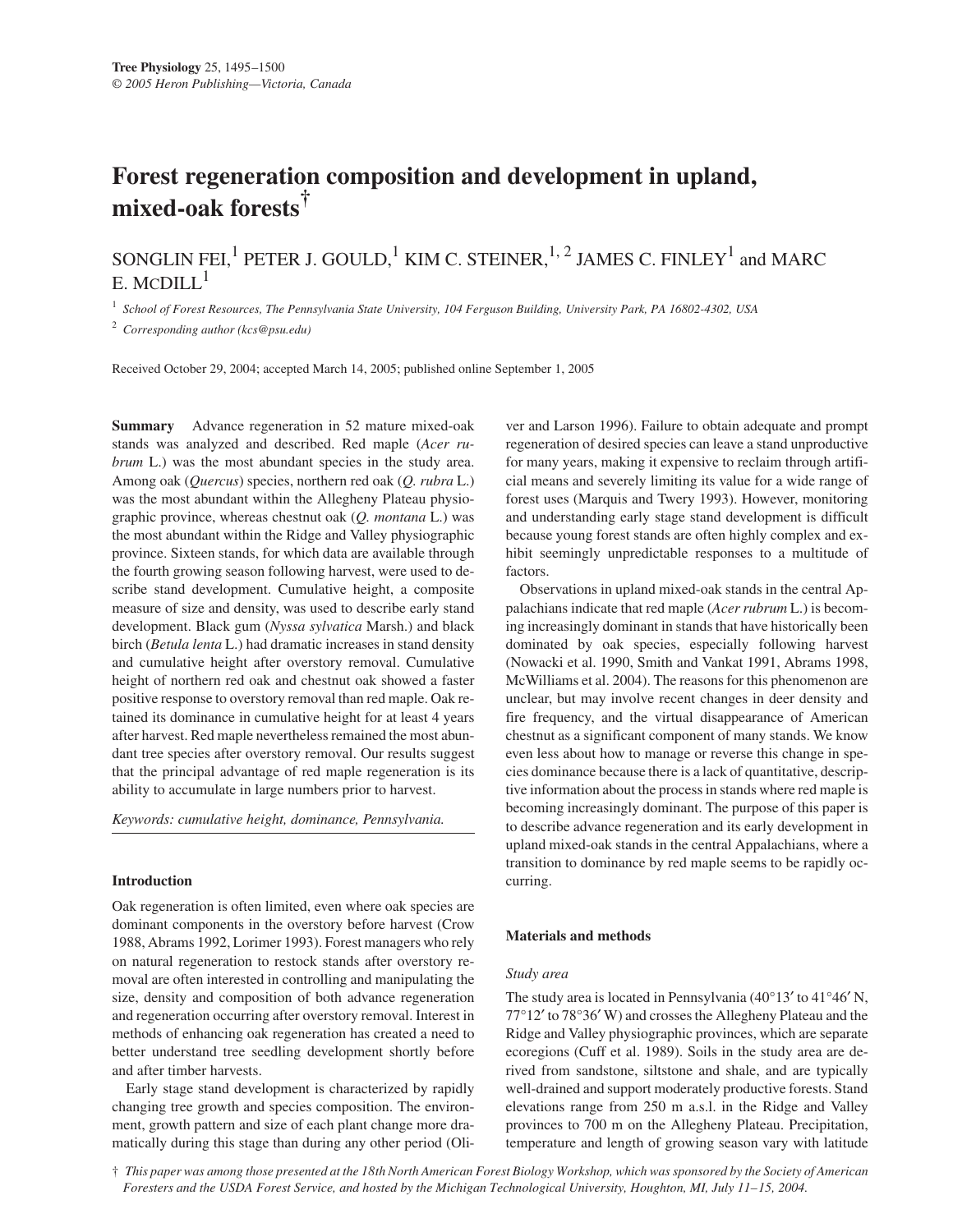# Forest regeneration composition and development in upland, mixed-oak forests†

SONGLIN FEI,[1] PETER J. GOULD,[1] KIM C. STEINER,[1,2] JAMES C. FINLEY[1] and MARC E. MCDILL[1]

[1] *School of Forest Resources, The Pennsylvania State University, 104 Ferguson Building, University Park, PA 16802-4302, USA*

[2] *Corresponding author (kcs@psu.edu)*

Received October 29, 2004; accepted March 14, 2005; published online September 1, 2005

**Summary** Advance regeneration in 52 mature mixed-oak stands was analyzed and described. Red maple (*Acer rubrum* L.) was the most abundant species in the study area. Among oak (*Quercus*) species, northern red oak (*Q. rubra* L.) was the most abundant within the Allegheny Plateau physiographic province, whereas chestnut oak (*Q. montana* L.) was the most abundant within the Ridge and Valley physiographic province. Sixteen stands, for which data are available through the fourth growing season following harvest, were used to describe stand development. Cumulative height, a composite measure of size and density, was used to describe early stand development. Black gum (*Nyssa sylvatica* Marsh.) and black birch (*Betula lenta* L.) had dramatic increases in stand density and cumulative height after overstory removal. Cumulative height of northern red oak and chestnut oak showed a faster positive response to overstory removal than red maple. Oak retained its dominance in cumulative height for at least 4 years after harvest. Red maple nevertheless remained the most abundant tree species after overstory removal. Our results suggest that the principal advantage of red maple regeneration is its ability to accumulate in large numbers prior to harvest.

*Keywords: cumulative height, dominance, Pennsylvania.*

## Introduction

Oak regeneration is often limited, even where oak species are dominant components in the overstory before harvest (Crow 1988, Abrams 1992, Lorimer 1993). Forest managers who rely on natural regeneration to restock stands after overstory removal are often interested in controlling and manipulating the size, density and composition of both advance regeneration and regeneration occurring after overstory removal. Interest in methods of enhancing oak regeneration has created a need to better understand tree seedling development shortly before and after timber harvests.

Early stage stand development is characterized by rapidly changing tree growth and species composition. The environment, growth pattern and size of each plant change more dramatically during this stage than during any other period (Oliver and Larson 1996). Failure to obtain adequate and prompt regeneration of desired species can leave a stand unproductive for many years, making it expensive to reclaim through artificial means and severely limiting its value for a wide range of forest uses (Marquis and Twery 1993). However, monitoring and understanding early stage stand development is difficult because young forest stands are often highly complex and exhibit seemingly unpredictable responses to a multitude of factors.

Observations in upland mixed-oak stands in the central Appalachians indicate that red maple (*Acer rubrum* L.) is becoming increasingly dominant in stands that have historically been dominated by oak species, especially following harvest (Nowacki et al. 1990, Smith and Vankat 1991, Abrams 1998, McWilliams et al. 2004). The reasons for this phenomenon are unclear, but may involve recent changes in deer density and fire frequency, and the virtual disappearance of American chestnut as a significant component of many stands. We know even less about how to manage or reverse this change in species dominance because there is a lack of quantitative, descriptive information about the process in stands where red maple is becoming increasingly dominant. The purpose of this paper is to describe advance regeneration and its early development in upland mixed-oak stands in the central Appalachians, where a transition to dominance by red maple seems to be rapidly occurring.

## Materials and methods

### Study area

The study area is located in Pennsylvania (40°13′ to 41°46′ N, 77°12′ to 78°36′ W) and crosses the Allegheny Plateau and the Ridge and Valley physiographic provinces, which are separate ecoregions (Cuff et al. 1989). Soils in the study area are derived from sandstone, siltstone and shale, and are typically well-drained and support moderately productive forests. Stand elevations range from 250 m a.s.l. in the Ridge and Valley provinces to 700 m on the Allegheny Plateau. Precipitation, temperature and length of growing season vary with latitude

† *This paper was among those presented at the 18th North American Forest Biology Workshop, which was sponsored by the Society of American Foresters and the USDA Forest Service, and hosted by the Michigan Technological University, Houghton, MI, July 11–15, 2004.*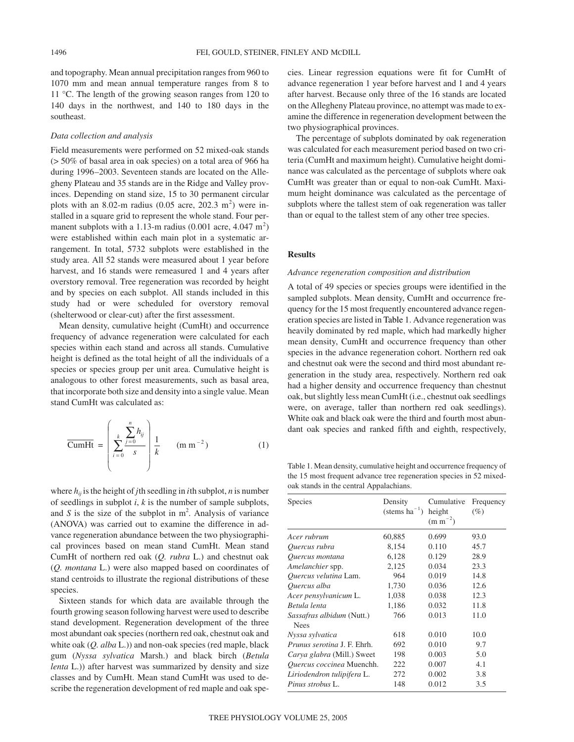and topography. Mean annual precipitation ranges from 960 to 1070 mm and mean annual temperature ranges from 8 to 11 °C. The length of the growing season ranges from 120 to 140 days in the northwest, and 140 to 180 days in the southeast.

### *Data collection and analysis*

Field measurements were performed on 52 mixed-oak stands (> 50% of basal area in oak species) on a total area of 966 ha during 1996–2003. Seventeen stands are located on the Allegheny Plateau and 35 stands are in the Ridge and Valley provinces. Depending on stand size, 15 to 30 permanent circular plots with an 8.02-m radius (0.05 acre, 202.3 $m^2$) were installed in a square grid to represent the whole stand. Four permanent subplots with a 1.13-m radius (0.001 acre, 4.047 $m^2$) were established within each main plot in a systematic arrangement. In total, 5732 subplots were established in the study area. All 52 stands were measured about 1 year before harvest, and 16 stands were remeasured 1 and 4 years after overstory removal. Tree regeneration was recorded by height and by species on each subplot. All stands included in this study had or were scheduled for overstory removal (shelterwood or clear-cut) after the first assessment.

Mean density, cumulative height (CumHt) and occurrence frequency of advance regeneration were calculated for each species within each stand and across all stands. Cumulative height is defined as the total height of all the individuals of a species or species group per unit area. Cumulative height is analogous to other forest measurements, such as basal area, that incorporate both size and density into a single value. Mean stand CumHt was calculated as:

$$\overline{\text{CumHt}} = \left( \sum_{i=0}^{k} \frac{\sum_{j=0}^{n} h_{ij}}{s} \right) \frac{1}{k} \qquad (\text{m m}^{-2}) \qquad (1)$$

where $h_{ij}$ is the height of $j$th seedling in $i$th subplot, $n$ is number of seedlings in subplot $i$, $k$ is the number of sample subplots, and $S$ is the size of the subplot in $m^2$. Analysis of variance (ANOVA) was carried out to examine the difference in advance regeneration abundance between the two physiographical provinces based on mean stand CumHt. Mean stand CumHt of northern red oak (*Q. rubra* L.) and chestnut oak (*Q. montana* L.) were also mapped based on coordinates of stand centroids to illustrate the regional distributions of these species.

Sixteen stands for which data are available through the fourth growing season following harvest were used to describe stand development. Regeneration development of the three most abundant oak species (northern red oak, chestnut oak and white oak (*Q. alba* L.)) and non-oak species (red maple, black gum (*Nyssa sylvatica* Marsh.) and black birch (*Betula lenta* L.)) after harvest was summarized by density and size classes and by CumHt. Mean stand CumHt was used to describe the regeneration development of red maple and oak species. Linear regression equations were fit for CumHt of advance regeneration 1 year before harvest and 1 and 4 years after harvest. Because only three of the 16 stands are located on the Allegheny Plateau province, no attempt was made to examine the difference in regeneration development between the two physiographical provinces.

The percentage of subplots dominated by oak regeneration was calculated for each measurement period based on two criteria (CumHt and maximum height). Cumulative height dominance was calculated as the percentage of subplots where oak CumHt was greater than or equal to non-oak CumHt. Maximum height dominance was calculated as the percentage of subplots where the tallest stem of oak regeneration was taller than or equal to the tallest stem of any other tree species.

## Results

### *Advance regeneration composition and distribution*

A total of 49 species or species groups were identified in the sampled subplots. Mean density, CumHt and occurrence frequency for the 15 most frequently encountered advance regeneration species are listed in Table 1. Advance regeneration was heavily dominated by red maple, which had markedly higher mean density, CumHt and occurrence frequency than other species in the advance regeneration cohort. Northern red oak and chestnut oak were the second and third most abundant regeneration in the study area, respectively. Northern red oak had a higher density and occurrence frequency than chestnut oak, but slightly less mean CumHt (i.e., chestnut oak seedlings were, on average, taller than northern red oak seedlings). White oak and black oak were the third and fourth most abundant oak species and ranked fifth and eighth, respectively,

Table 1. Mean density, cumulative height and occurrence frequency of the 15 most frequent advance tree regeneration species in 52 mixed-oak stands in the central Appalachians.

| Species | Density (stems $ha^{-1}$) | Cumulative height ($m\ m^{-2}$) | Frequency (%) |
|---|---|---|---|
| *Acer rubrum* | 60,885 | 0.699 | 93.0 |
| *Quercus rubra* | 8,154 | 0.110 | 45.7 |
| *Quercus montana* | 6,128 | 0.129 | 28.9 |
| *Amelanchier* spp. | 2,125 | 0.034 | 23.3 |
| *Quercus velutina* Lam. | 964 | 0.019 | 14.8 |
| *Quercus alba* | 1,730 | 0.036 | 12.6 |
| *Acer pensylvanicum* L. | 1,038 | 0.038 | 12.3 |
| *Betula lenta* | 1,186 | 0.032 | 11.8 |
| *Sassafras albidum* (Nutt.) Nees | 766 | 0.013 | 11.0 |
| *Nyssa sylvatica* | 618 | 0.010 | 10.0 |
| *Prunus serotina* J. F. Ehrh. | 692 | 0.010 | 9.7 |
| *Carya glabra* (Mill.) Sweet | 198 | 0.003 | 5.0 |
| *Quercus coccinea* Muenchh. | 222 | 0.007 | 4.1 |
| *Liriodendron tulipifera* L. | 272 | 0.002 | 3.8 |
| *Pinus strobus* L. | 148 | 0.012 | 3.5 |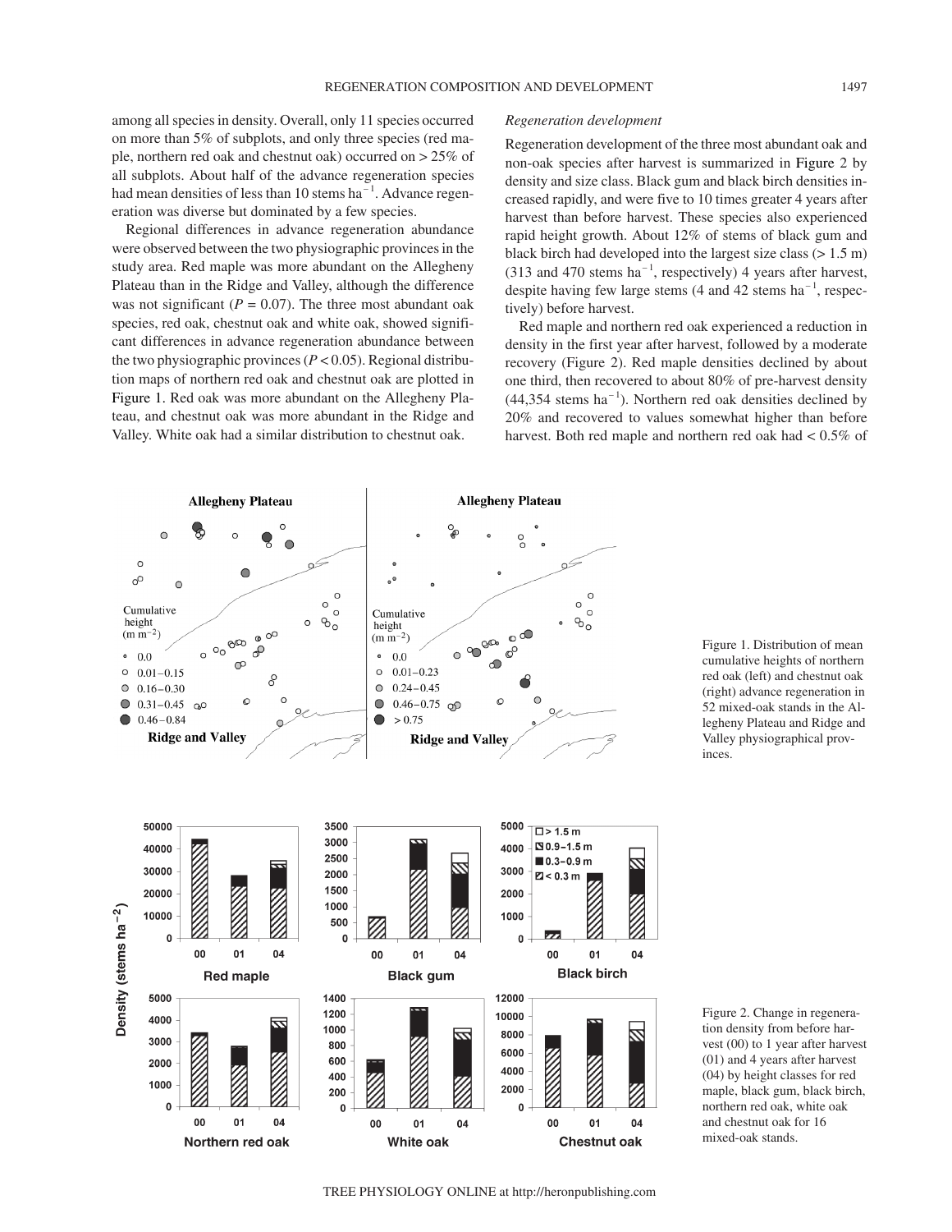among all species in density. Overall, only 11 species occurred on more than 5% of subplots, and only three species (red maple, northern red oak and chestnut oak) occurred on > 25% of all subplots. About half of the advance regeneration species had mean densities of less than 10 stems $ha^{-1}$. Advance regeneration was diverse but dominated by a few species.

Regional differences in advance regeneration abundance were observed between the two physiographic provinces in the study area. Red maple was more abundant on the Allegheny Plateau than in the Ridge and Valley, although the difference was not significant ($P = 0.07$). The three most abundant oak species, red oak, chestnut oak and white oak, showed significant differences in advance regeneration abundance between the two physiographic provinces ($P < 0.05$). Regional distribution maps of northern red oak and chestnut oak are plotted in Figure 1. Red oak was more abundant on the Allegheny Plateau, and chestnut oak was more abundant in the Ridge and Valley. White oak had a similar distribution to chestnut oak.

*Regeneration development*

Regeneration development of the three most abundant oak and non-oak species after harvest is summarized in Figure 2 by density and size class. Black gum and black birch densities increased rapidly, and were five to 10 times greater 4 years after harvest than before harvest. These species also experienced rapid height growth. About 12% of stems of black gum and black birch had developed into the largest size class (> 1.5 m) (313 and 470 stems $ha^{-1}$, respectively) 4 years after harvest, despite having few large stems (4 and 42 stems $ha^{-1}$, respectively) before harvest.

Red maple and northern red oak experienced a reduction in density in the first year after harvest, followed by a moderate recovery (Figure 2). Red maple densities declined by about one third, then recovered to about 80% of pre-harvest density (44,354 stems $ha^{-1}$). Northern red oak densities declined by 20% and recovered to values somewhat higher than before harvest. Both red maple and northern red oak had < 0.5% of

Figure 1. Distribution of mean cumulative heights of northern red oak (left) and chestnut oak (right) advance regeneration in 52 mixed-oak stands in the Allegheny Plateau and Ridge and Valley physiographical provinces.

Figure 2. Change in regeneration density from before harvest (00) to 1 year after harvest (01) and 4 years after harvest (04) by height classes for red maple, black gum, black birch, northern red oak, white oak and chestnut oak for 16 mixed-oak stands.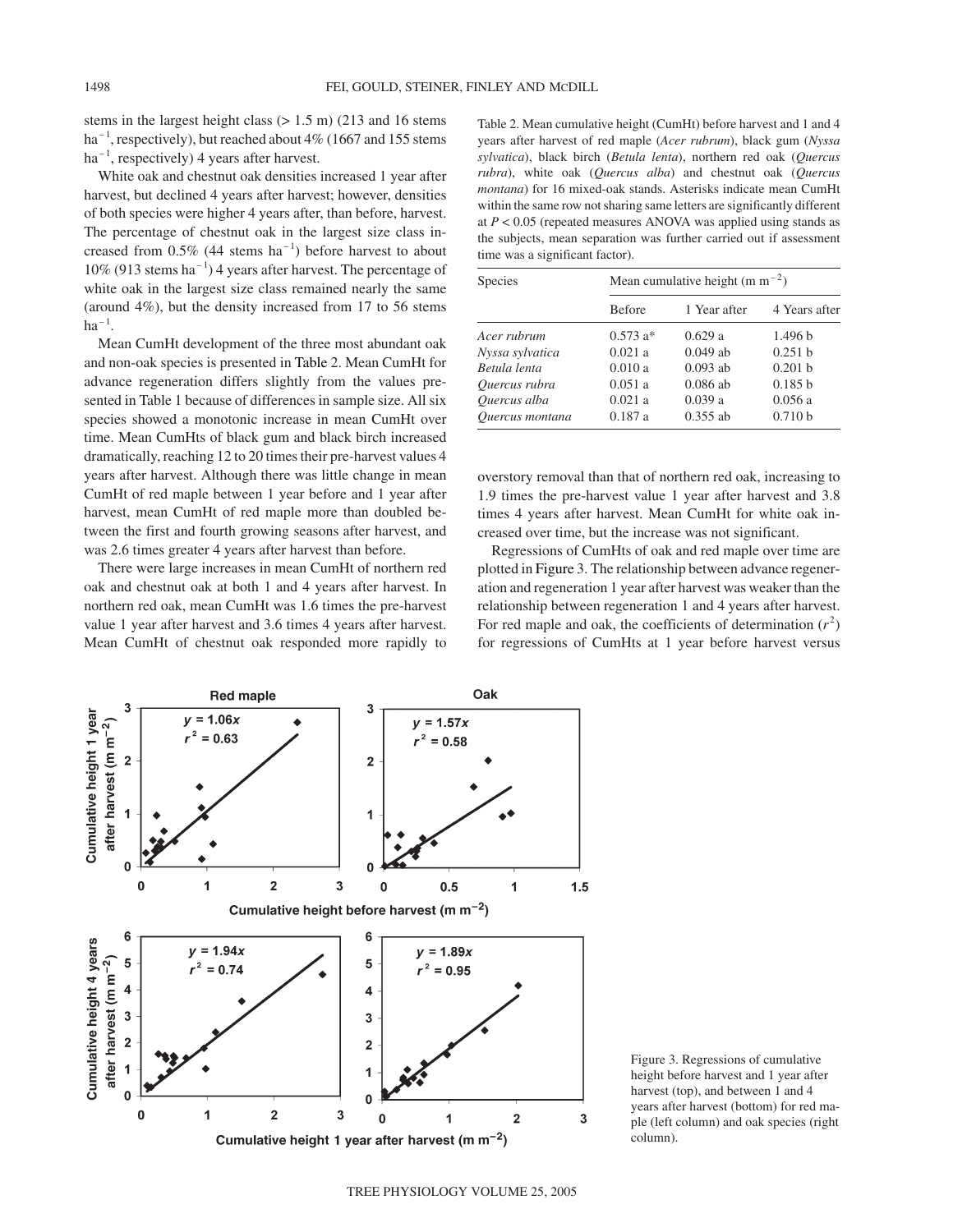stems in the largest height class (> 1.5 m) (213 and 16 stems ha$^{-1}$, respectively), but reached about 4% (1667 and 155 stems ha$^{-1}$, respectively) 4 years after harvest.

White oak and chestnut oak densities increased 1 year after harvest, but declined 4 years after harvest; however, densities of both species were higher 4 years after, than before, harvest. The percentage of chestnut oak in the largest size class increased from 0.5% (44 stems ha$^{-1}$) before harvest to about 10% (913 stems ha$^{-1}$) 4 years after harvest. The percentage of white oak in the largest size class remained nearly the same (around 4%), but the density increased from 17 to 56 stems ha$^{-1}$.

Mean CumHt development of the three most abundant oak and non-oak species is presented in Table 2. Mean CumHt for advance regeneration differs slightly from the values presented in Table 1 because of differences in sample size. All six species showed a monotonic increase in mean CumHt over time. Mean CumHts of black gum and black birch increased dramatically, reaching 12 to 20 times their pre-harvest values 4 years after harvest. Although there was little change in mean CumHt of red maple between 1 year before and 1 year after harvest, mean CumHt of red maple more than doubled between the first and fourth growing seasons after harvest, and was 2.6 times greater 4 years after harvest than before.

There were large increases in mean CumHt of northern red oak and chestnut oak at both 1 and 4 years after harvest. In northern red oak, mean CumHt was 1.6 times the pre-harvest value 1 year after harvest and 3.6 times 4 years after harvest. Mean CumHt of chestnut oak responded more rapidly to overstory removal than that of northern red oak, increasing to 1.9 times the pre-harvest value 1 year after harvest and 3.8 times 4 years after harvest. Mean CumHt for white oak increased over time, but the increase was not significant.

Regressions of CumHts of oak and red maple over time are plotted in Figure 3. The relationship between advance regeneration and regeneration 1 year after harvest was weaker than the relationship between regeneration 1 and 4 years after harvest. For red maple and oak, the coefficients of determination ($r^2$) for regressions of CumHts at 1 year before harvest versus

Table 2. Mean cumulative height (CumHt) before harvest and 1 and 4 years after harvest of red maple (*Acer rubrum*), black gum (*Nyssa sylvatica*), black birch (*Betula lenta*), northern red oak (*Quercus rubra*), white oak (*Quercus alba*) and chestnut oak (*Quercus montana*) for 16 mixed-oak stands. Asterisks indicate mean CumHt within the same row not sharing same letters are significantly different at $P < 0.05$ (repeated measures ANOVA was applied using stands as the subjects, mean separation was further carried out if assessment time was a significant factor).

| Species | Mean cumulative height (m m$^{-2}$) | | |
|---|---|---|---|
| | Before | 1 Year after | 4 Years after |
| *Acer rubrum* | 0.573 a* | 0.629 a | 1.496 b |
| *Nyssa sylvatica* | 0.021 a | 0.049 ab | 0.251 b |
| *Betula lenta* | 0.010 a | 0.093 ab | 0.201 b |
| *Quercus rubra* | 0.051 a | 0.086 ab | 0.185 b |
| *Quercus alba* | 0.021 a | 0.039 a | 0.056 a |
| *Quercus montana* | 0.187 a | 0.355 ab | 0.710 b |

Figure 3. Regressions of cumulative height before harvest and 1 year after harvest (top), and between 1 and 4 years after harvest (bottom) for red maple (left column) and oak species (right column).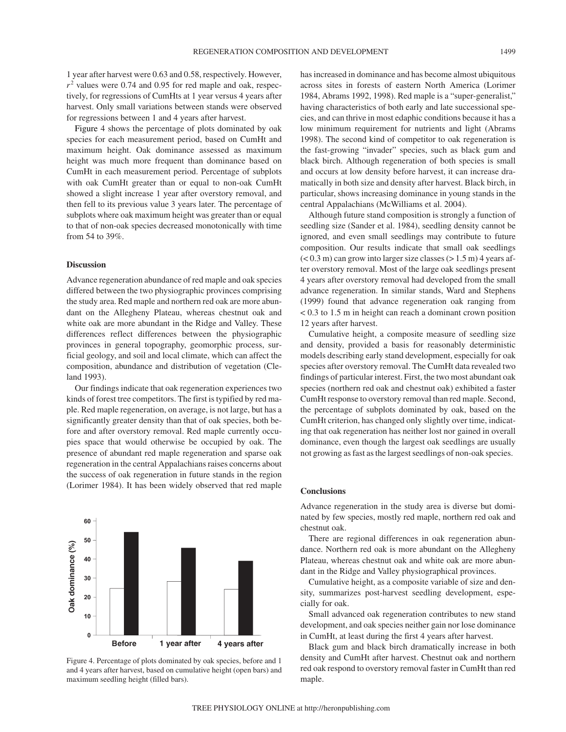1 year after harvest were 0.63 and 0.58, respectively. However, $r^2$ values were 0.74 and 0.95 for red maple and oak, respectively, for regressions of CumHts at 1 year versus 4 years after harvest. Only small variations between stands were observed for regressions between 1 and 4 years after harvest.

Figure 4 shows the percentage of plots dominated by oak species for each measurement period, based on CumHt and maximum height. Oak dominance assessed as maximum height was much more frequent than dominance based on CumHt in each measurement period. Percentage of subplots with oak CumHt greater than or equal to non-oak CumHt showed a slight increase 1 year after overstory removal, and then fell to its previous value 3 years later. The percentage of subplots where oak maximum height was greater than or equal to that of non-oak species decreased monotonically with time from 54 to 39%.

### Discussion

Advance regeneration abundance of red maple and oak species differed between the two physiographic provinces comprising the study area. Red maple and northern red oak are more abundant on the Allegheny Plateau, whereas chestnut oak and white oak are more abundant in the Ridge and Valley. These differences reflect differences between the physiographic provinces in general topography, geomorphic process, surficial geology, and soil and local climate, which can affect the composition, abundance and distribution of vegetation (Cleland 1993).

Our findings indicate that oak regeneration experiences two kinds of forest tree competitors. The first is typified by red maple. Red maple regeneration, on average, is not large, but has a significantly greater density than that of oak species, both before and after overstory removal. Red maple currently occupies space that would otherwise be occupied by oak. The presence of abundant red maple regeneration and sparse oak regeneration in the central Appalachians raises concerns about the success of oak regeneration in future stands in the region (Lorimer 1984). It has been widely observed that red maple has increased in dominance and has become almost ubiquitous across sites in forests of eastern North America (Lorimer 1984, Abrams 1992, 1998). Red maple is a "super-generalist," having characteristics of both early and late successional species, and can thrive in most edaphic conditions because it has a low minimum requirement for nutrients and light (Abrams 1998). The second kind of competitor to oak regeneration is the fast-growing "invader" species, such as black gum and black birch. Although regeneration of both species is small and occurs at low density before harvest, it can increase dramatically in both size and density after harvest. Black birch, in particular, shows increasing dominance in young stands in the central Appalachians (McWilliams et al. 2004).

Although future stand composition is strongly a function of seedling size (Sander et al. 1984), seedling density cannot be ignored, and even small seedlings may contribute to future composition. Our results indicate that small oak seedlings (< 0.3 m) can grow into larger size classes (> 1.5 m) 4 years after overstory removal. Most of the large oak seedlings present 4 years after overstory removal had developed from the small advance regeneration. In similar stands, Ward and Stephens (1999) found that advance regeneration oak ranging from < 0.3 to 1.5 m in height can reach a dominant crown position 12 years after harvest.

Cumulative height, a composite measure of seedling size and density, provided a basis for reasonably deterministic models describing early stand development, especially for oak species after overstory removal. The CumHt data revealed two findings of particular interest. First, the two most abundant oak species (northern red oak and chestnut oak) exhibited a faster CumHt response to overstory removal than red maple. Second, the percentage of subplots dominated by oak, based on the CumHt criterion, has changed only slightly over time, indicating that oak regeneration has neither lost nor gained in overall dominance, even though the largest oak seedlings are usually not growing as fast as the largest seedlings of non-oak species.

Figure 4. Percentage of plots dominated by oak species, before and 1 and 4 years after harvest, based on cumulative height (open bars) and maximum seedling height (filled bars).

### Conclusions

Advance regeneration in the study area is diverse but dominated by few species, mostly red maple, northern red oak and chestnut oak.

There are regional differences in oak regeneration abundance. Northern red oak is more abundant on the Allegheny Plateau, whereas chestnut oak and white oak are more abundant in the Ridge and Valley physiographical provinces.

Cumulative height, as a composite variable of size and density, summarizes post-harvest seedling development, especially for oak.

Small advanced oak regeneration contributes to new stand development, and oak species neither gain nor lose dominance in CumHt, at least during the first 4 years after harvest.

Black gum and black birch dramatically increase in both density and CumHt after harvest. Chestnut oak and northern red oak respond to overstory removal faster in CumHt than red maple.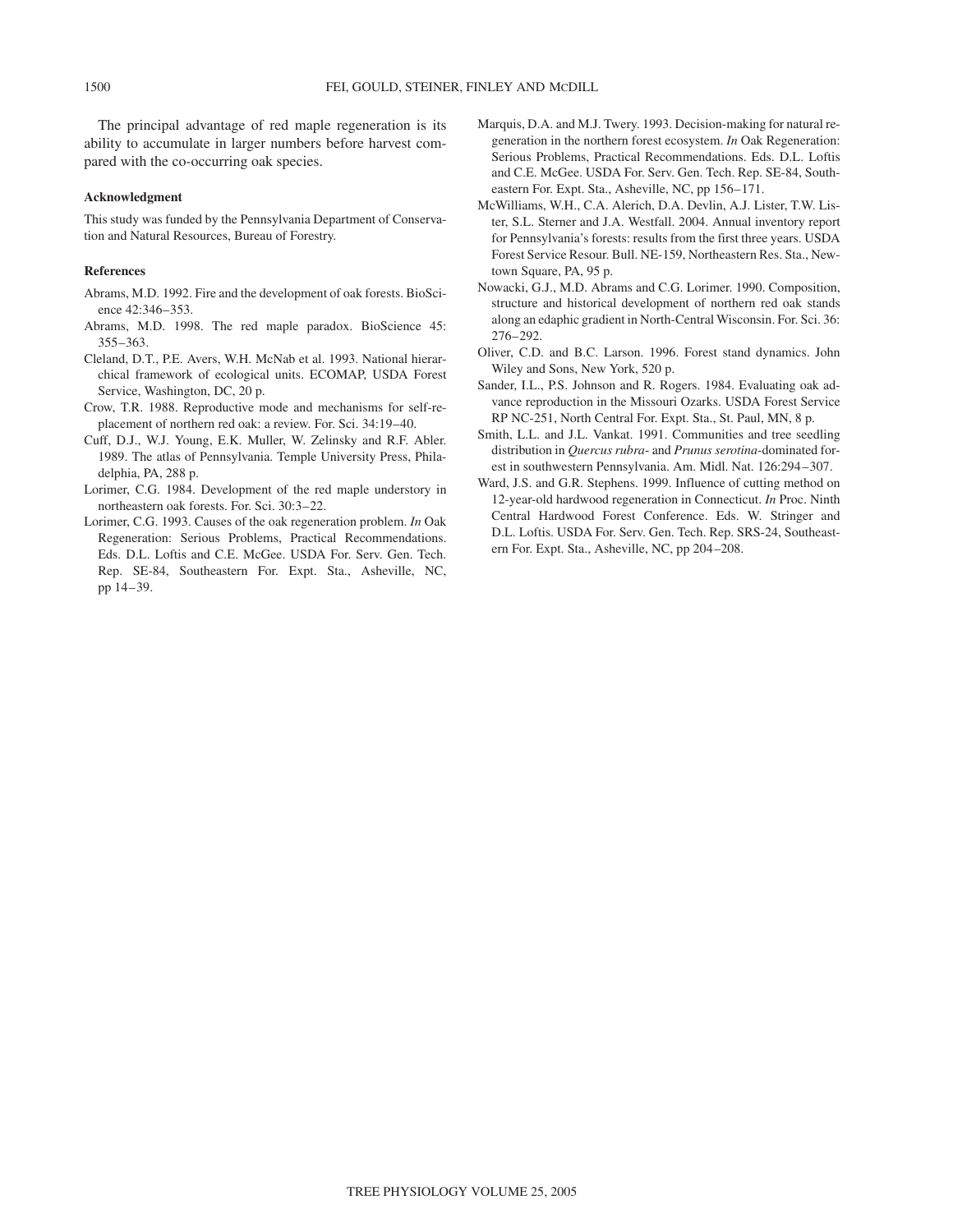The principal advantage of red maple regeneration is its ability to accumulate in larger numbers before harvest compared with the co-occurring oak species.

### Acknowledgment

This study was funded by the Pennsylvania Department of Conservation and Natural Resources, Bureau of Forestry.

### References

Abrams, M.D. 1992. Fire and the development of oak forests. BioScience 42:346–353.

Abrams, M.D. 1998. The red maple paradox. BioScience 45: 355–363.

Cleland, D.T., P.E. Avers, W.H. McNab et al. 1993. National hierarchical framework of ecological units. ECOMAP, USDA Forest Service, Washington, DC, 20 p.

Crow, T.R. 1988. Reproductive mode and mechanisms for self-replacement of northern red oak: a review. For. Sci. 34:19–40.

Cuff, D.J., W.J. Young, E.K. Muller, W. Zelinsky and R.F. Abler. 1989. The atlas of Pennsylvania. Temple University Press, Philadelphia, PA, 288 p.

Lorimer, C.G. 1984. Development of the red maple understory in northeastern oak forests. For. Sci. 30:3–22.

Lorimer, C.G. 1993. Causes of the oak regeneration problem. *In* Oak Regeneration: Serious Problems, Practical Recommendations. Eds. D.L. Loftis and C.E. McGee. USDA For. Serv. Gen. Tech. Rep. SE-84, Southeastern For. Expt. Sta., Asheville, NC, pp 14–39.

Marquis, D.A. and M.J. Twery. 1993. Decision-making for natural regeneration in the northern forest ecosystem. *In* Oak Regeneration: Serious Problems, Practical Recommendations. Eds. D.L. Loftis and C.E. McGee. USDA For. Serv. Gen. Tech. Rep. SE-84, Southeastern For. Expt. Sta., Asheville, NC, pp 156–171.

McWilliams, W.H., C.A. Alerich, D.A. Devlin, A.J. Lister, T.W. Lister, S.L. Sterner and J.A. Westfall. 2004. Annual inventory report for Pennsylvania's forests: results from the first three years. USDA Forest Service Resour. Bull. NE-159, Northeastern Res. Sta., Newtown Square, PA, 95 p.

Nowacki, G.J., M.D. Abrams and C.G. Lorimer. 1990. Composition, structure and historical development of northern red oak stands along an edaphic gradient in North-Central Wisconsin. For. Sci. 36: 276–292.

Oliver, C.D. and B.C. Larson. 1996. Forest stand dynamics. John Wiley and Sons, New York, 520 p.

Sander, I.L., P.S. Johnson and R. Rogers. 1984. Evaluating oak advance reproduction in the Missouri Ozarks. USDA Forest Service RP NC-251, North Central For. Expt. Sta., St. Paul, MN, 8 p.

Smith, L.L. and J.L. Vankat. 1991. Communities and tree seedling distribution in *Quercus rubra*- and *Prunus serotina*-dominated forest in southwestern Pennsylvania. Am. Midl. Nat. 126:294–307.

Ward, J.S. and G.R. Stephens. 1999. Influence of cutting method on 12-year-old hardwood regeneration in Connecticut. *In* Proc. Ninth Central Hardwood Forest Conference. Eds. W. Stringer and D.L. Loftis. USDA For. Serv. Gen. Tech. Rep. SRS-24, Southeastern For. Expt. Sta., Asheville, NC, pp 204–208.